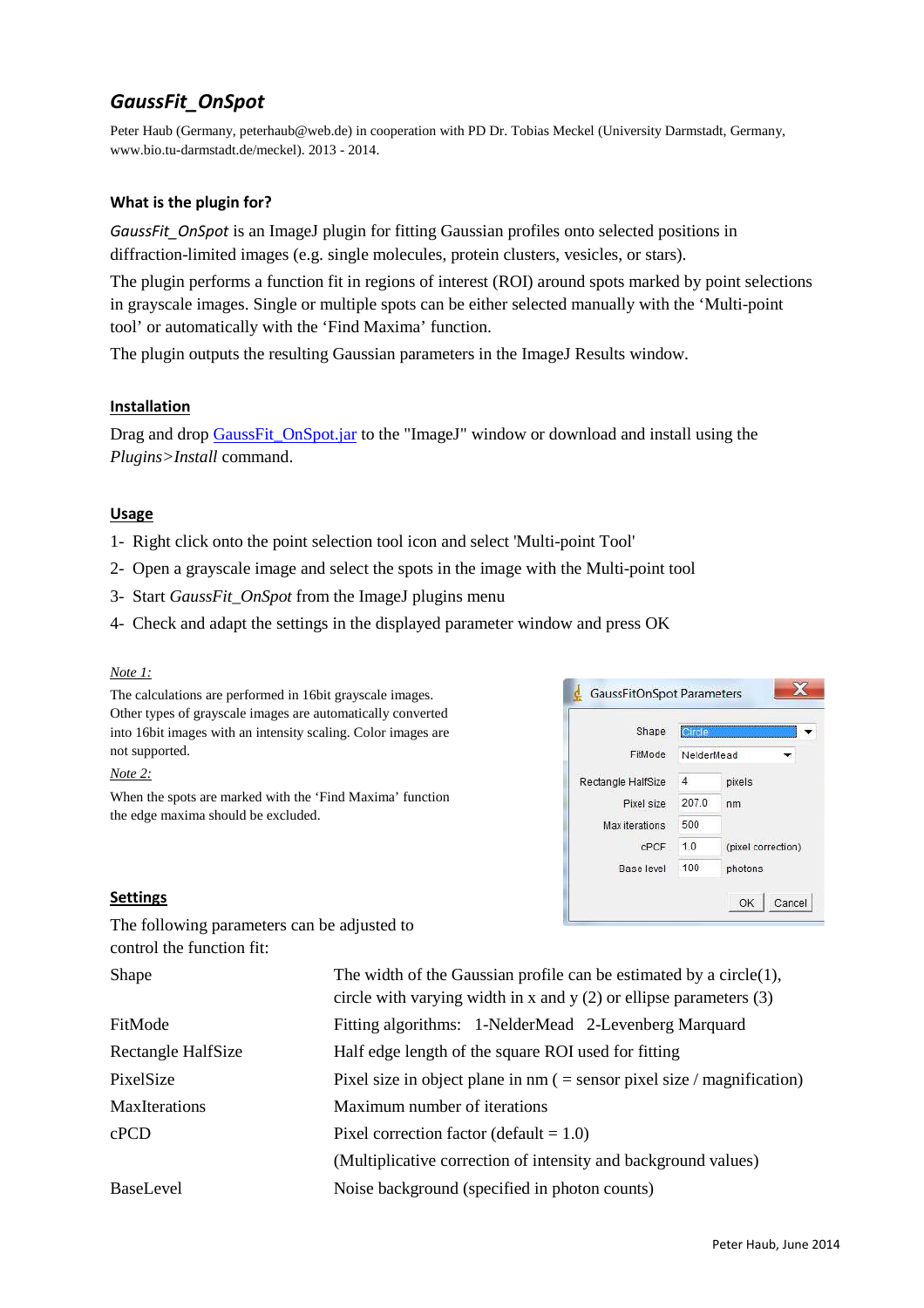// GaussFit_OnSpot user documentation — page 1 of 2: title, purpose, installation, usage and settings.

# *GaussFit_OnSpot*

Peter Haub (Germany, peterhaub@web.de) in cooperation with PD Dr. Tobias Meckel (University Darmstadt, Germany, www.bio.tu-darmstadt.de/meckel). 2013 - 2014.

### What is the plugin for?

*GaussFit_OnSpot* is an ImageJ plugin for fitting Gaussian profiles onto selected positions in diffraction-limited images (e.g. single molecules, protein clusters, vesicles, or stars).

The plugin performs a function fit in regions of interest (ROI) around spots marked by point selections in grayscale images. Single or multiple spots can be either selected manually with the 'Multi-point tool' or automatically with the 'Find Maxima' function.

The plugin outputs the resulting Gaussian parameters in the ImageJ Results window.

### Installation

Drag and drop GaussFit_OnSpot.jar to the "ImageJ" window or download and install using the *Plugins>Install* command.

### Usage

1- Right click onto the point selection tool icon and select 'Multi-point Tool'

2- Open a grayscale image and select the spots in the image with the Multi-point tool

3- Start *GaussFit_OnSpot* from the ImageJ plugins menu

4- Check and adapt the settings in the displayed parameter window and press OK

*Note 1:*

The calculations are performed in 16bit grayscale images. Other types of grayscale images are automatically converted into 16bit images with an intensity scaling. Color images are not supported.

*Note 2:*

When the spots are marked with the 'Find Maxima' function the edge maxima should be excluded.

**GaussFitOnSpot Parameters**

| | | |
|---|---|---|
| Shape | Circle | |
| FitMode | NelderMead | |
| Rectangle HalfSize | 4 | pixels |
| Pixel size | 207.0 | nm |
| Max iterations | 500 | |
| cPCF | 1.0 | (pixel correction) |
| Base level | 100 | photons |

### Settings

The following parameters can be adjusted to control the function fit:

| | |
|---|---|
| Shape | The width of the Gaussian profile can be estimated by a circle(1), circle with varying width in x and y (2) or ellipse parameters (3) |
| FitMode | Fitting algorithms: 1-NelderMead 2-Levenberg Marquard |
| Rectangle HalfSize | Half edge length of the square ROI used for fitting |
| PixelSize | Pixel size in object plane in nm ( = sensor pixel size / magnification) |
| MaxIterations | Maximum number of iterations |
| cPCD | Pixel correction factor (default = 1.0) (Multiplicative correction of intensity and background values) |
| BaseLevel | Noise background (specified in photon counts) |

Peter Haub, June 2014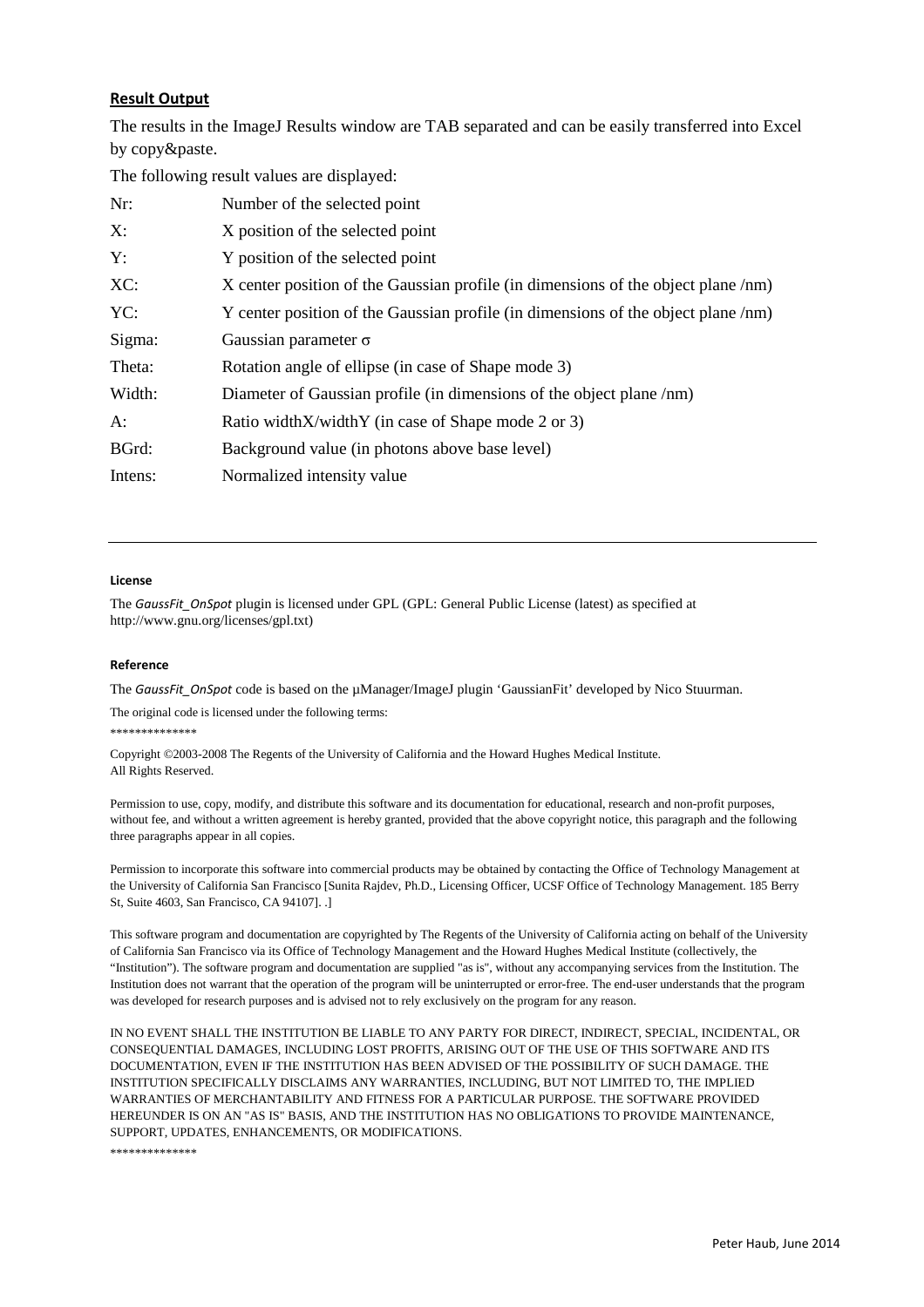**Result Output**

The results in the ImageJ Results window are TAB separated and can be easily transferred into Excel by copy&paste.

The following result values are displayed:

| | |
|---|---|
| Nr: | Number of the selected point |
| X: | X position of the selected point |
| Y: | Y position of the selected point |
| XC: | X center position of the Gaussian profile (in dimensions of the object plane /nm) |
| YC: | Y center position of the Gaussian profile (in dimensions of the object plane /nm) |
| Sigma: | Gaussian parameter σ |
| Theta: | Rotation angle of ellipse (in case of Shape mode 3) |
| Width: | Diameter of Gaussian profile (in dimensions of the object plane /nm) |
| A: | Ratio widthX/widthY (in case of Shape mode 2 or 3) |
| BGrd: | Background value (in photons above base level) |
| Intens: | Normalized intensity value |

---

**License**

The *GaussFit_OnSpot* plugin is licensed under GPL (GPL: General Public License (latest) as specified at http://www.gnu.org/licenses/gpl.txt)

**Reference**

The *GaussFit_OnSpot* code is based on the µManager/ImageJ plugin 'GaussianFit' developed by Nico Stuurman.

The original code is licensed under the following terms:

**************

Copyright ©2003-2008 The Regents of the University of California and the Howard Hughes Medical Institute. All Rights Reserved.

Permission to use, copy, modify, and distribute this software and its documentation for educational, research and non-profit purposes, without fee, and without a written agreement is hereby granted, provided that the above copyright notice, this paragraph and the following three paragraphs appear in all copies.

Permission to incorporate this software into commercial products may be obtained by contacting the Office of Technology Management at the University of California San Francisco [Sunita Rajdev, Ph.D., Licensing Officer, UCSF Office of Technology Management. 185 Berry St, Suite 4603, San Francisco, CA 94107]. .]

This software program and documentation are copyrighted by The Regents of the University of California acting on behalf of the University of California San Francisco via its Office of Technology Management and the Howard Hughes Medical Institute (collectively, the "Institution"). The software program and documentation are supplied "as is", without any accompanying services from the Institution. The Institution does not warrant that the operation of the program will be uninterrupted or error-free. The end-user understands that the program was developed for research purposes and is advised not to rely exclusively on the program for any reason.

IN NO EVENT SHALL THE INSTITUTION BE LIABLE TO ANY PARTY FOR DIRECT, INDIRECT, SPECIAL, INCIDENTAL, OR CONSEQUENTIAL DAMAGES, INCLUDING LOST PROFITS, ARISING OUT OF THE USE OF THIS SOFTWARE AND ITS DOCUMENTATION, EVEN IF THE INSTITUTION HAS BEEN ADVISED OF THE POSSIBILITY OF SUCH DAMAGE. THE INSTITUTION SPECIFICALLY DISCLAIMS ANY WARRANTIES, INCLUDING, BUT NOT LIMITED TO, THE IMPLIED WARRANTIES OF MERCHANTABILITY AND FITNESS FOR A PARTICULAR PURPOSE. THE SOFTWARE PROVIDED HEREUNDER IS ON AN "AS IS" BASIS, AND THE INSTITUTION HAS NO OBLIGATIONS TO PROVIDE MAINTENANCE, SUPPORT, UPDATES, ENHANCEMENTS, OR MODIFICATIONS.

**************

Peter Haub, June 2014